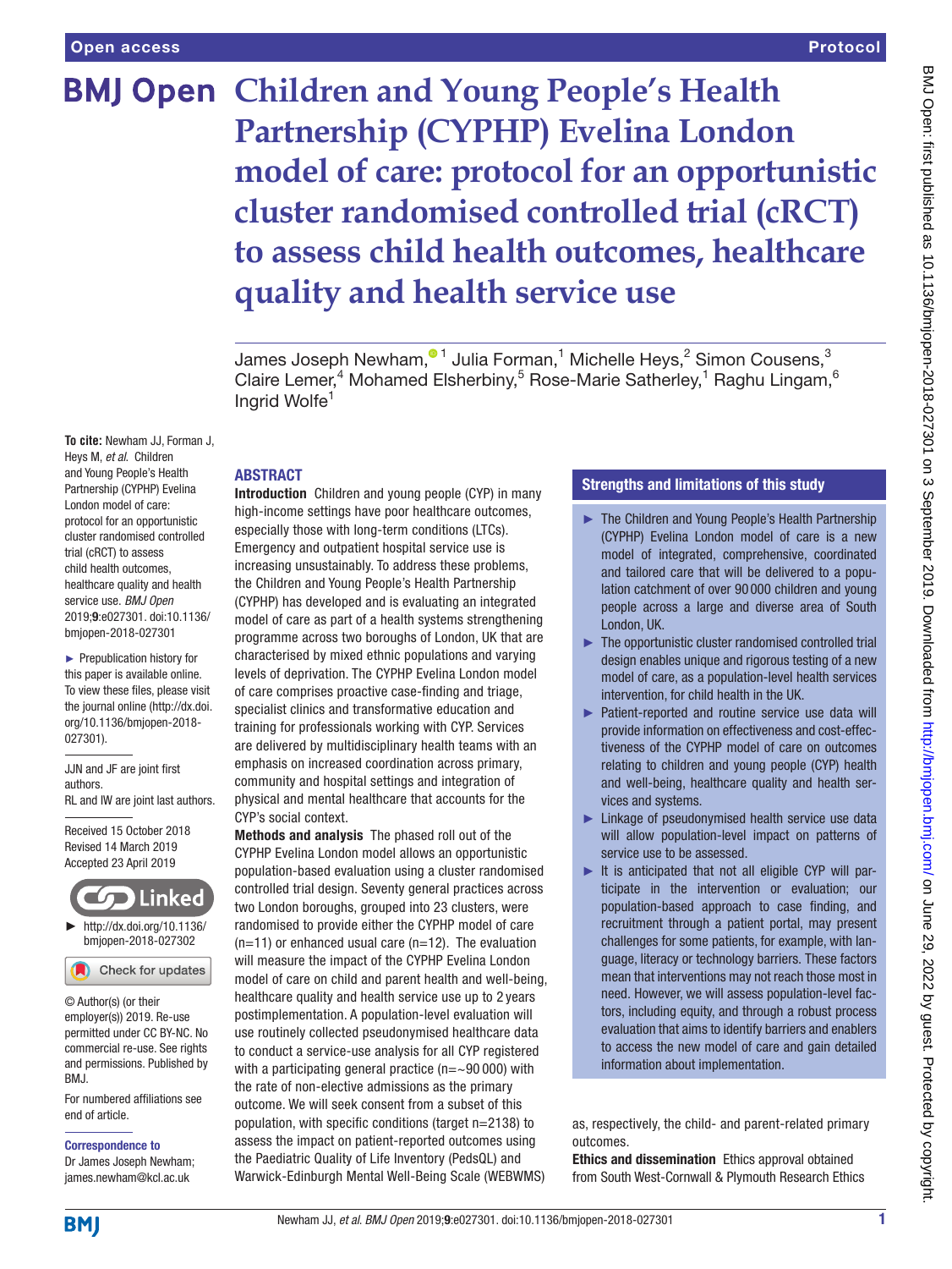# Children and Young People's Health Partnership (CYPHP) Evelina London model of care: protocol for an opportunistic cluster randomised controlled trial (cRCT) to assess child health outcomes, healthcare quality and health service use

James Joseph Newham,[1] Julia Forman,[1] Michelle Heys,[2] Simon Cousens,[3] Claire Lemer,[4] Mohamed Elsherbiny,[5] Rose-Marie Satherley,[1] Raghu Lingam,[6] Ingrid Wolfe[1]

**To cite:** Newham JJ, Forman J, Heys M, *et al*. Children and Young People's Health Partnership (CYPHP) Evelina London model of care: protocol for an opportunistic cluster randomised controlled trial (cRCT) to assess child health outcomes, healthcare quality and health service use. *BMJ Open* 2019;**9**:e027301. doi:10.1136/bmjopen-2018-027301

► Prepublication history for this paper is available online. To view these files, please visit the journal online (http://dx.doi.org/10.1136/bmjopen-2018-027301).

JJN and JF are joint first authors.
RL and IW are joint last authors.

Received 15 October 2018
Revised 14 March 2019
Accepted 23 April 2019

► http://dx.doi.org/10.1136/bmjopen-2018-027302

© Author(s) (or their employer(s)) 2019. Re-use permitted under CC BY-NC. No commercial re-use. See rights and permissions. Published by BMJ.

For numbered affiliations see end of article.

**Correspondence to**
Dr James Joseph Newham; james.newham@kcl.ac.uk

## ABSTRACT

**Introduction** Children and young people (CYP) in many high-income settings have poor healthcare outcomes, especially those with long-term conditions (LTCs). Emergency and outpatient hospital service use is increasing unsustainably. To address these problems, the Children and Young People's Health Partnership (CYPHP) has developed and is evaluating an integrated model of care as part of a health systems strengthening programme across two boroughs of London, UK that are characterised by mixed ethnic populations and varying levels of deprivation. The CYPHP Evelina London model of care comprises proactive case-finding and triage, specialist clinics and transformative education and training for professionals working with CYP. Services are delivered by multidisciplinary health teams with an emphasis on increased coordination across primary, community and hospital settings and integration of physical and mental healthcare that accounts for the CYP's social context.

**Methods and analysis** The phased roll out of the CYPHP Evelina London model allows an opportunistic population-based evaluation using a cluster randomised controlled trial design. Seventy general practices across two London boroughs, grouped into 23 clusters, were randomised to provide either the CYPHP model of care (n=11) or enhanced usual care (n=12). The evaluation will measure the impact of the CYPHP Evelina London model of care on child and parent health and well-being, healthcare quality and health service use up to 2 years postimplementation. A population-level evaluation will use routinely collected pseudonymised healthcare data to conduct a service-use analysis for all CYP registered with a participating general practice (n=~90 000) with the rate of non-elective admissions as the primary outcome. We will seek consent from a subset of this population, with specific conditions (target n=2138) to assess the impact on patient-reported outcomes using the Paediatric Quality of Life Inventory (PedsQL) and Warwick-Edinburgh Mental Well-Being Scale (WEBWMS) as, respectively, the child- and parent-related primary outcomes.

**Ethics and dissemination** Ethics approval obtained from South West-Cornwall & Plymouth Research Ethics

## Strengths and limitations of this study

- ► The Children and Young People's Health Partnership (CYPHP) Evelina London model of care is a new model of integrated, comprehensive, coordinated and tailored care that will be delivered to a population catchment of over 90 000 children and young people across a large and diverse area of South London, UK.
- ► The opportunistic cluster randomised controlled trial design enables unique and rigorous testing of a new model of care, as a population-level health services intervention, for child health in the UK.
- ► Patient-reported and routine service use data will provide information on effectiveness and cost-effectiveness of the CYPHP model of care on outcomes relating to children and young people (CYP) health and well-being, healthcare quality and health services and systems.
- ► Linkage of pseudonymised health service use data will allow population-level impact on patterns of service use to be assessed.
- ► It is anticipated that not all eligible CYP will participate in the intervention or evaluation; our population-based approach to case finding, and recruitment through a patient portal, may present challenges for some patients, for example, with language, literacy or technology barriers. These factors mean that interventions may not reach those most in need. However, we will assess population-level factors, including equity, and through a robust process evaluation that aims to identify barriers and enablers to access the new model of care and gain detailed information about implementation.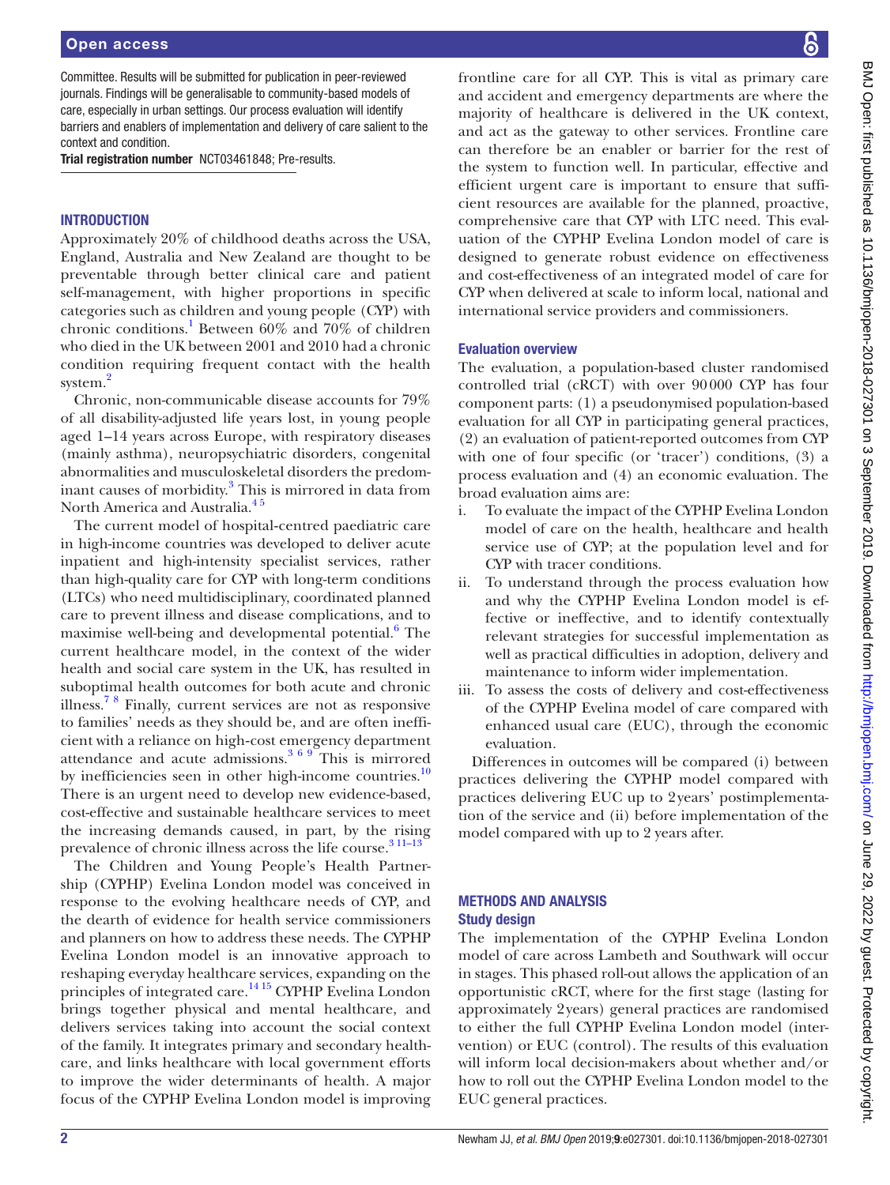Committee. Results will be submitted for publication in peer-reviewed journals. Findings will be generalisable to community-based models of care, especially in urban settings. Our process evaluation will identify barriers and enablers of implementation and delivery of care salient to the context and condition.

**Trial registration number** NCT03461848; Pre-results.

## INTRODUCTION

Approximately 20% of childhood deaths across the USA, England, Australia and New Zealand are thought to be preventable through better clinical care and patient self-management, with higher proportions in specific categories such as children and young people (CYP) with chronic conditions.[1] Between 60% and 70% of children who died in the UK between 2001 and 2010 had a chronic condition requiring frequent contact with the health system.[2]

Chronic, non-communicable disease accounts for 79% of all disability-adjusted life years lost, in young people aged 1–14 years across Europe, with respiratory diseases (mainly asthma), neuropsychiatric disorders, congenital abnormalities and musculoskeletal disorders the predominant causes of morbidity.[3] This is mirrored in data from North America and Australia.[4 5]

The current model of hospital-centred paediatric care in high-income countries was developed to deliver acute inpatient and high-intensity specialist services, rather than high-quality care for CYP with long-term conditions (LTCs) who need multidisciplinary, coordinated planned care to prevent illness and disease complications, and to maximise well-being and developmental potential.[6] The current healthcare model, in the context of the wider health and social care system in the UK, has resulted in suboptimal health outcomes for both acute and chronic illness.[7 8] Finally, current services are not as responsive to families' needs as they should be, and are often inefficient with a reliance on high-cost emergency department attendance and acute admissions.[3 6 9] This is mirrored by inefficiencies seen in other high-income countries.[10] There is an urgent need to develop new evidence-based, cost-effective and sustainable healthcare services to meet the increasing demands caused, in part, by the rising prevalence of chronic illness across the life course.[3 11–13]

The Children and Young People's Health Partnership (CYPHP) Evelina London model was conceived in response to the evolving healthcare needs of CYP, and the dearth of evidence for health service commissioners and planners on how to address these needs. The CYPHP Evelina London model is an innovative approach to reshaping everyday healthcare services, expanding on the principles of integrated care.[14 15] CYPHP Evelina London brings together physical and mental healthcare, and delivers services taking into account the social context of the family. It integrates primary and secondary healthcare, and links healthcare with local government efforts to improve the wider determinants of health. A major focus of the CYPHP Evelina London model is improving frontline care for all CYP. This is vital as primary care and accident and emergency departments are where the majority of healthcare is delivered in the UK context, and act as the gateway to other services. Frontline care can therefore be an enabler or barrier for the rest of the system to function well. In particular, effective and efficient urgent care is important to ensure that sufficient resources are available for the planned, proactive, comprehensive care that CYP with LTC need. This evaluation of the CYPHP Evelina London model of care is designed to generate robust evidence on effectiveness and cost-effectiveness of an integrated model of care for CYP when delivered at scale to inform local, national and international service providers and commissioners.

### Evaluation overview

The evaluation, a population-based cluster randomised controlled trial (cRCT) with over 90 000 CYP has four component parts: (1) a pseudonymised population-based evaluation for all CYP in participating general practices, (2) an evaluation of patient-reported outcomes from CYP with one of four specific (or 'tracer') conditions, (3) a process evaluation and (4) an economic evaluation. The broad evaluation aims are:

i. To evaluate the impact of the CYPHP Evelina London model of care on the health, healthcare and health service use of CYP; at the population level and for CYP with tracer conditions.
ii. To understand through the process evaluation how and why the CYPHP Evelina London model is effective or ineffective, and to identify contextually relevant strategies for successful implementation as well as practical difficulties in adoption, delivery and maintenance to inform wider implementation.
iii. To assess the costs of delivery and cost-effectiveness of the CYPHP Evelina model of care compared with enhanced usual care (EUC), through the economic evaluation.

Differences in outcomes will be compared (i) between practices delivering the CYPHP model compared with practices delivering EUC up to 2 years' postimplementation of the service and (ii) before implementation of the model compared with up to 2 years after.

## METHODS AND ANALYSIS

### Study design

The implementation of the CYPHP Evelina London model of care across Lambeth and Southwark will occur in stages. This phased roll-out allows the application of an opportunistic cRCT, where for the first stage (lasting for approximately 2 years) general practices are randomised to either the full CYPHP Evelina London model (intervention) or EUC (control). The results of this evaluation will inform local decision-makers about whether and/or how to roll out the CYPHP Evelina London model to the EUC general practices.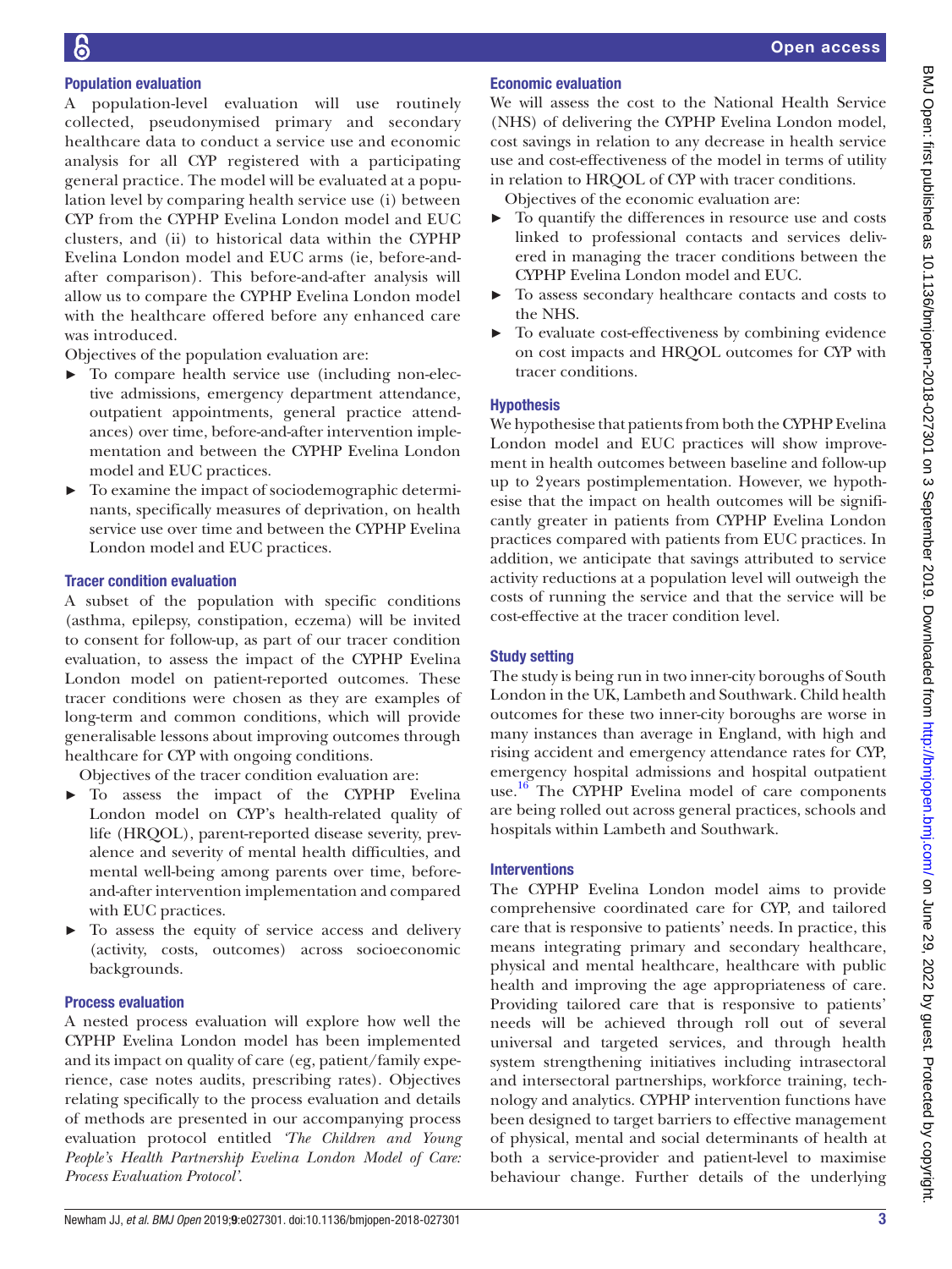## Population evaluation

A population-level evaluation will use routinely collected, pseudonymised primary and secondary healthcare data to conduct a service use and economic analysis for all CYP registered with a participating general practice. The model will be evaluated at a population level by comparing health service use (i) between CYP from the CYPHP Evelina London model and EUC clusters, and (ii) to historical data within the CYPHP Evelina London model and EUC arms (ie, before-and-after comparison). This before-and-after analysis will allow us to compare the CYPHP Evelina London model with the healthcare offered before any enhanced care was introduced.

Objectives of the population evaluation are:

- To compare health service use (including non-elective admissions, emergency department attendance, outpatient appointments, general practice attendances) over time, before-and-after intervention implementation and between the CYPHP Evelina London model and EUC practices.
- To examine the impact of sociodemographic determinants, specifically measures of deprivation, on health service use over time and between the CYPHP Evelina London model and EUC practices.

## Tracer condition evaluation

A subset of the population with specific conditions (asthma, epilepsy, constipation, eczema) will be invited to consent for follow-up, as part of our tracer condition evaluation, to assess the impact of the CYPHP Evelina London model on patient-reported outcomes. These tracer conditions were chosen as they are examples of long-term and common conditions, which will provide generalisable lessons about improving outcomes through healthcare for CYP with ongoing conditions.

Objectives of the tracer condition evaluation are:

- To assess the impact of the CYPHP Evelina London model on CYP's health-related quality of life (HRQOL), parent-reported disease severity, prevalence and severity of mental health difficulties, and mental well-being among parents over time, before-and-after intervention implementation and compared with EUC practices.
- To assess the equity of service access and delivery (activity, costs, outcomes) across socioeconomic backgrounds.

## Process evaluation

A nested process evaluation will explore how well the CYPHP Evelina London model has been implemented and its impact on quality of care (eg, patient/family experience, case notes audits, prescribing rates). Objectives relating specifically to the process evaluation and details of methods are presented in our accompanying process evaluation protocol entitled *'The Children and Young People's Health Partnership Evelina London Model of Care: Process Evaluation Protocol'*.

## Economic evaluation

We will assess the cost to the National Health Service (NHS) of delivering the CYPHP Evelina London model, cost savings in relation to any decrease in health service use and cost-effectiveness of the model in terms of utility in relation to HRQOL of CYP with tracer conditions.

Objectives of the economic evaluation are:

- To quantify the differences in resource use and costs linked to professional contacts and services delivered in managing the tracer conditions between the CYPHP Evelina London model and EUC.
- To assess secondary healthcare contacts and costs to the NHS.
- To evaluate cost-effectiveness by combining evidence on cost impacts and HRQOL outcomes for CYP with tracer conditions.

## Hypothesis

We hypothesise that patients from both the CYPHP Evelina London model and EUC practices will show improvement in health outcomes between baseline and follow-up up to 2years postimplementation. However, we hypothesise that the impact on health outcomes will be significantly greater in patients from CYPHP Evelina London practices compared with patients from EUC practices. In addition, we anticipate that savings attributed to service activity reductions at a population level will outweigh the costs of running the service and that the service will be cost-effective at the tracer condition level.

## Study setting

The study is being run in two inner-city boroughs of South London in the UK, Lambeth and Southwark. Child health outcomes for these two inner-city boroughs are worse in many instances than average in England, with high and rising accident and emergency attendance rates for CYP, emergency hospital admissions and hospital outpatient use.[16] The CYPHP Evelina model of care components are being rolled out across general practices, schools and hospitals within Lambeth and Southwark.

## Interventions

The CYPHP Evelina London model aims to provide comprehensive coordinated care for CYP, and tailored care that is responsive to patients' needs. In practice, this means integrating primary and secondary healthcare, physical and mental healthcare, healthcare with public health and improving the age appropriateness of care. Providing tailored care that is responsive to patients' needs will be achieved through roll out of several universal and targeted services, and through health system strengthening initiatives including intrasectoral and intersectoral partnerships, workforce training, technology and analytics. CYPHP intervention functions have been designed to target barriers to effective management of physical, mental and social determinants of health at both a service-provider and patient-level to maximise behaviour change. Further details of the underlying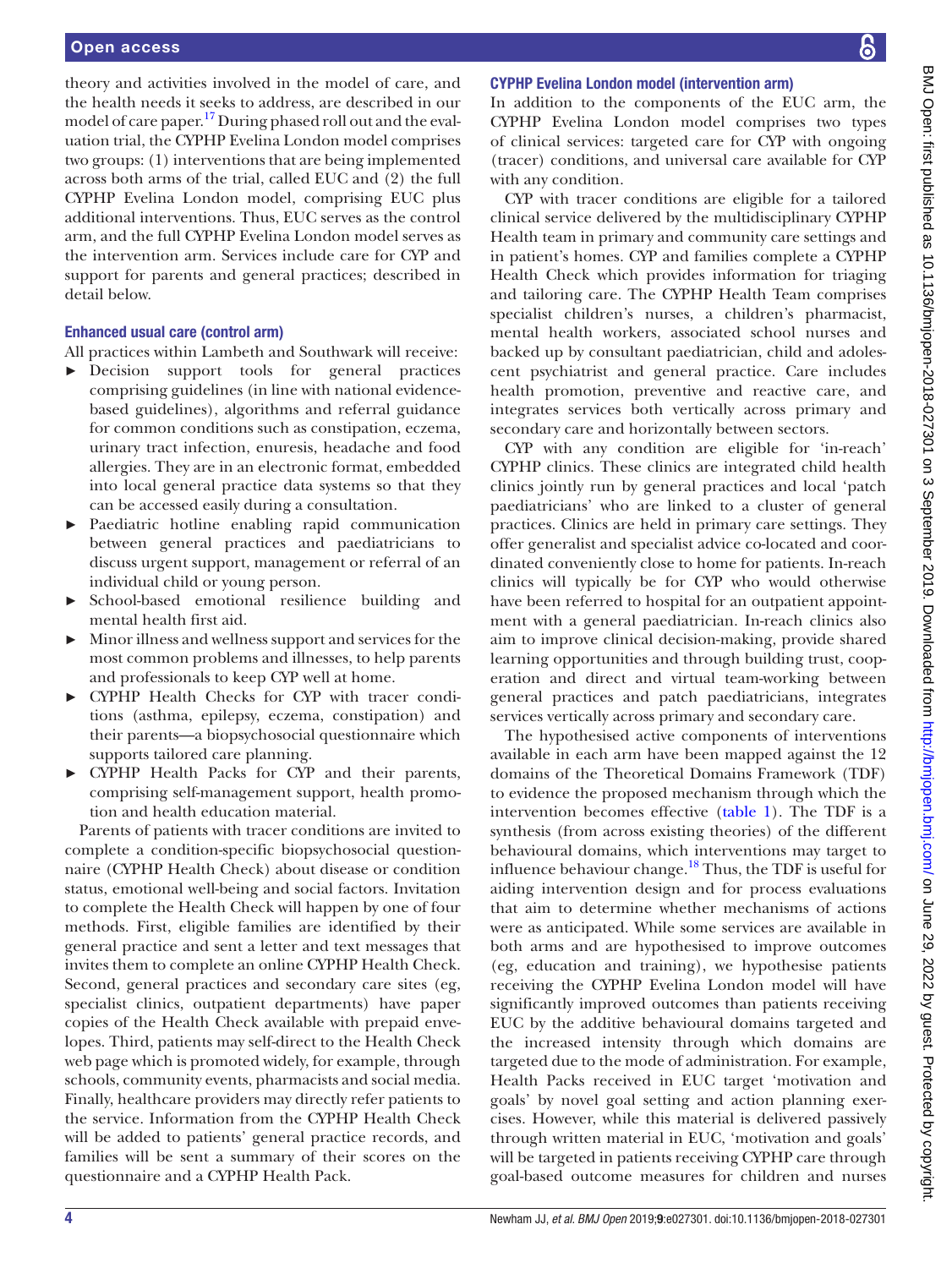theory and activities involved in the model of care, and the health needs it seeks to address, are described in our model of care paper.[17] During phased roll out and the evaluation trial, the CYPHP Evelina London model comprises two groups: (1) interventions that are being implemented across both arms of the trial, called EUC and (2) the full CYPHP Evelina London model, comprising EUC plus additional interventions. Thus, EUC serves as the control arm, and the full CYPHP Evelina London model serves as the intervention arm. Services include care for CYP and support for parents and general practices; described in detail below.

### Enhanced usual care (control arm)

All practices within Lambeth and Southwark will receive:

- Decision support tools for general practices comprising guidelines (in line with national evidence-based guidelines), algorithms and referral guidance for common conditions such as constipation, eczema, urinary tract infection, enuresis, headache and food allergies. They are in an electronic format, embedded into local general practice data systems so that they can be accessed easily during a consultation.
- Paediatric hotline enabling rapid communication between general practices and paediatricians to discuss urgent support, management or referral of an individual child or young person.
- School-based emotional resilience building and mental health first aid.
- Minor illness and wellness support and services for the most common problems and illnesses, to help parents and professionals to keep CYP well at home.
- CYPHP Health Checks for CYP with tracer conditions (asthma, epilepsy, eczema, constipation) and their parents—a biopsychosocial questionnaire which supports tailored care planning.
- CYPHP Health Packs for CYP and their parents, comprising self-management support, health promotion and health education material.

Parents of patients with tracer conditions are invited to complete a condition-specific biopsychosocial questionnaire (CYPHP Health Check) about disease or condition status, emotional well-being and social factors. Invitation to complete the Health Check will happen by one of four methods. First, eligible families are identified by their general practice and sent a letter and text messages that invites them to complete an online CYPHP Health Check. Second, general practices and secondary care sites (eg, specialist clinics, outpatient departments) have paper copies of the Health Check available with prepaid envelopes. Third, patients may self-direct to the Health Check web page which is promoted widely, for example, through schools, community events, pharmacists and social media. Finally, healthcare providers may directly refer patients to the service. Information from the CYPHP Health Check will be added to patients' general practice records, and families will be sent a summary of their scores on the questionnaire and a CYPHP Health Pack.

### CYPHP Evelina London model (intervention arm)

In addition to the components of the EUC arm, the CYPHP Evelina London model comprises two types of clinical services: targeted care for CYP with ongoing (tracer) conditions, and universal care available for CYP with any condition.

CYP with tracer conditions are eligible for a tailored clinical service delivered by the multidisciplinary CYPHP Health team in primary and community care settings and in patient's homes. CYP and families complete a CYPHP Health Check which provides information for triaging and tailoring care. The CYPHP Health Team comprises specialist children's nurses, a children's pharmacist, mental health workers, associated school nurses and backed up by consultant paediatrician, child and adolescent psychiatrist and general practice. Care includes health promotion, preventive and reactive care, and integrates services both vertically across primary and secondary care and horizontally between sectors.

CYP with any condition are eligible for 'in-reach' CYPHP clinics. These clinics are integrated child health clinics jointly run by general practices and local 'patch paediatricians' who are linked to a cluster of general practices. Clinics are held in primary care settings. They offer generalist and specialist advice co-located and coordinated conveniently close to home for patients. In-reach clinics will typically be for CYP who would otherwise have been referred to hospital for an outpatient appointment with a general paediatrician. In-reach clinics also aim to improve clinical decision-making, provide shared learning opportunities and through building trust, cooperation and direct and virtual team-working between general practices and patch paediatricians, integrates services vertically across primary and secondary care.

The hypothesised active components of interventions available in each arm have been mapped against the 12 domains of the Theoretical Domains Framework (TDF) to evidence the proposed mechanism through which the intervention becomes effective (table 1). The TDF is a synthesis (from across existing theories) of the different behavioural domains, which interventions may target to influence behaviour change.[18] Thus, the TDF is useful for aiding intervention design and for process evaluations that aim to determine whether mechanisms of actions were as anticipated. While some services are available in both arms and are hypothesised to improve outcomes (eg, education and training), we hypothesise patients receiving the CYPHP Evelina London model will have significantly improved outcomes than patients receiving EUC by the additive behavioural domains targeted and the increased intensity through which domains are targeted due to the mode of administration. For example, Health Packs received in EUC target 'motivation and goals' by novel goal setting and action planning exercises. However, while this material is delivered passively through written material in EUC, 'motivation and goals' will be targeted in patients receiving CYPHP care through goal-based outcome measures for children and nurses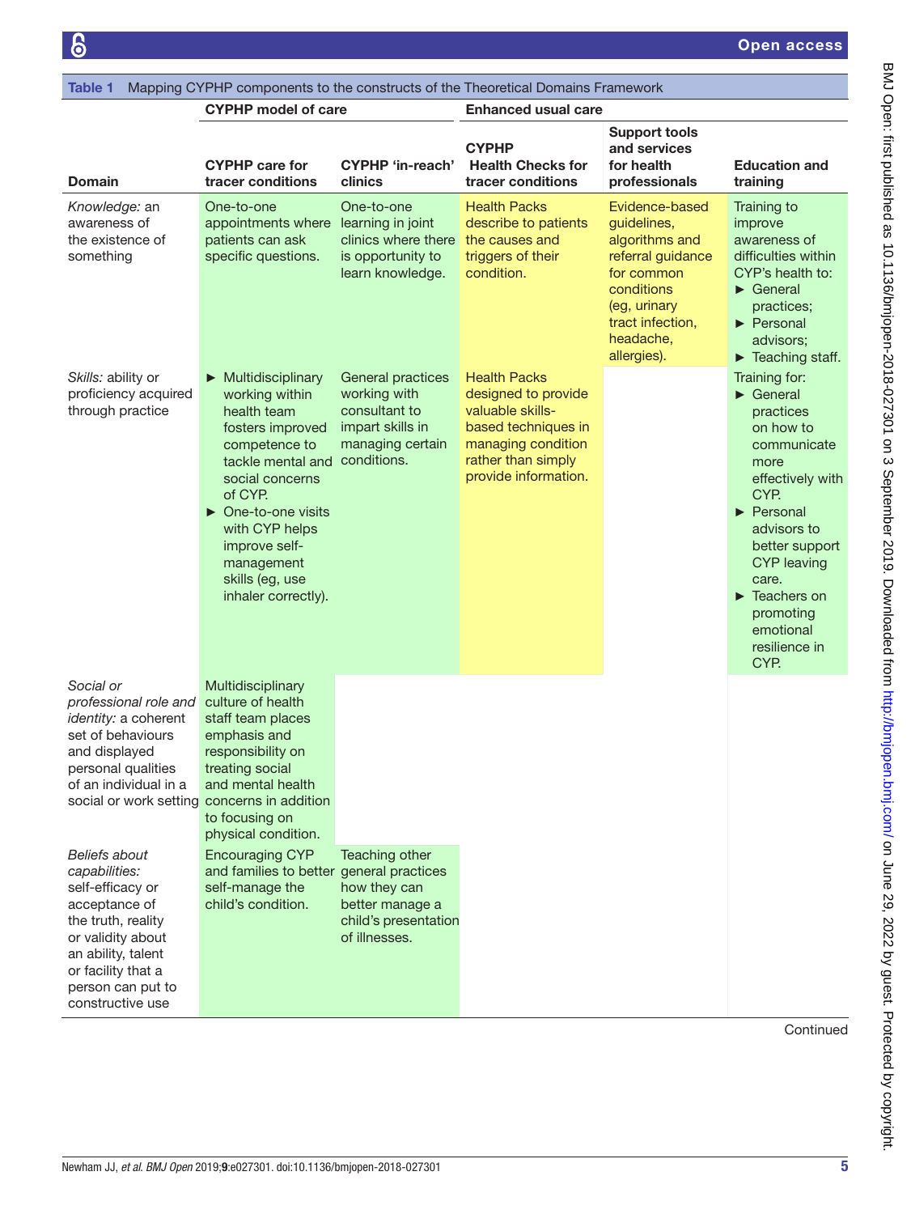**Table 1** Mapping CYPHP components to the constructs of the Theoretical Domains Framework

| | CYPHP model of care | | Enhanced usual care | | |
|---|---|---|---|---|---|
| **Domain** | **CYPHP care for tracer conditions** | **CYPHP 'in-reach' clinics** | **CYPHP Health Checks for tracer conditions** | **Support tools and services for health professionals** | **Education and training** |
| *Knowledge:* an awareness of the existence of something | One-to-one appointments where patients can ask specific questions. | One-to-one learning in joint clinics where there is opportunity to learn knowledge. | Health Packs describe to patients the causes and triggers of their condition. | Evidence-based guidelines, algorithms and referral guidance for common conditions (eg, urinary tract infection, headache, allergies). | Training to improve awareness of difficulties within CYP's health to: ► General practices; ► Personal advisors; ► Teaching staff. |
| *Skills:* ability or proficiency acquired through practice | ► Multidisciplinary working within health team fosters improved competence to tackle mental and social concerns of CYP. ► One-to-one visits with CYP helps improve self-management skills (eg, use inhaler correctly). | General practices working with consultant to impart skills in managing certain conditions. | Health Packs designed to provide valuable skills-based techniques in managing condition rather than simply provide information. | | Training for: ► General practices on how to communicate more effectively with CYP. ► Personal advisors to better support CYP leaving care. ► Teachers on promoting emotional resilience in CYP. |
| *Social or professional role and identity:* a coherent set of behaviours and displayed personal qualities of an individual in a social or work setting | Multidisciplinary culture of health staff team places emphasis and responsibility on treating social and mental health concerns in addition to focusing on physical condition. | | | | |
| *Beliefs about capabilities:* self-efficacy or acceptance of the truth, reality or validity about an ability, talent or facility that a person can put to constructive use | Encouraging CYP and families to better self-manage the child's condition. | Teaching other general practices how they can better manage a child's presentation of illnesses. | | | |

Continued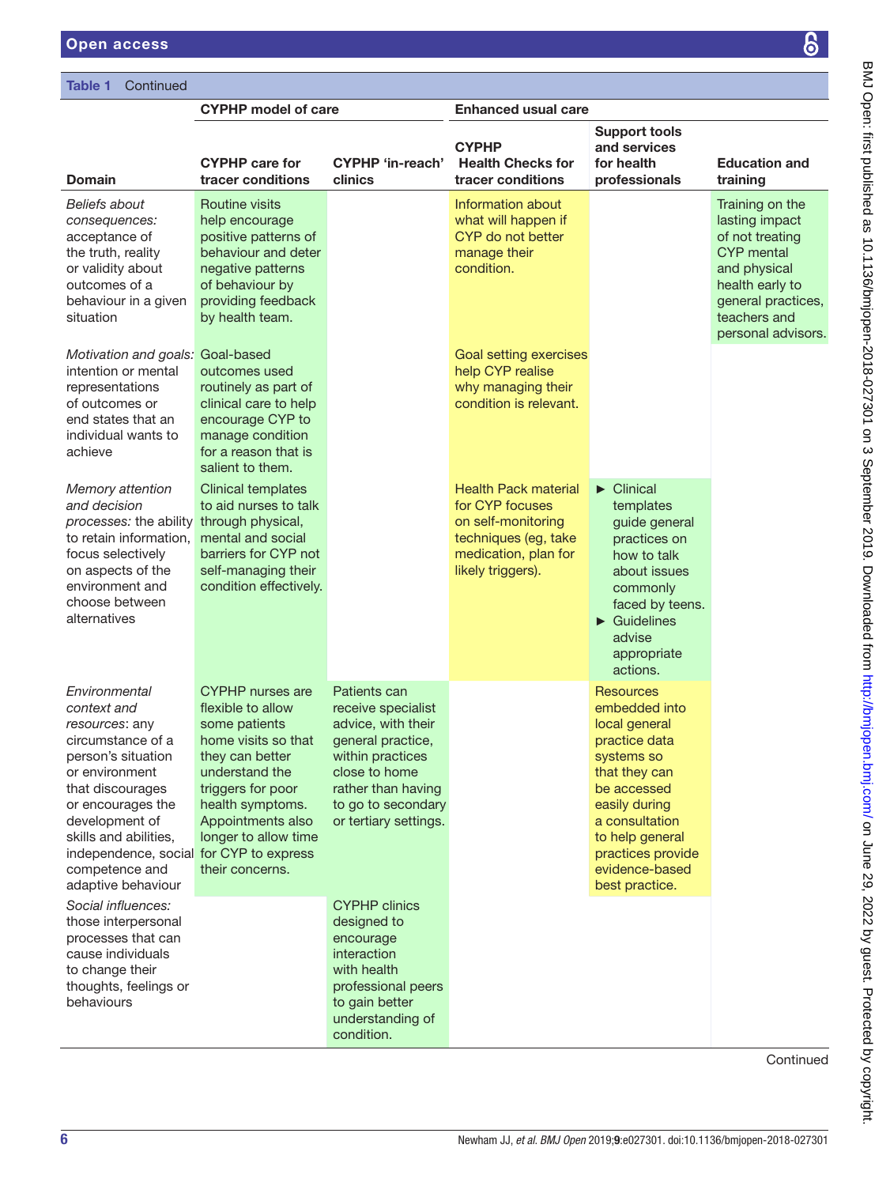**Table 1** Continued

| Domain | CYPHP model of care | | Enhanced usual care | | |
|---|---|---|---|---|---|
| | CYPHP care for tracer conditions | CYPHP 'in-reach' clinics | CYPHP Health Checks for tracer conditions | Support tools and services for health professionals | Education and training |
| *Beliefs about consequences:* acceptance of the truth, reality or validity about outcomes of a behaviour in a given situation | Routine visits help encourage positive patterns of behaviour and deter negative patterns of behaviour by providing feedback by health team. | | Information about what will happen if CYP do not better manage their condition. | | Training on the lasting impact of not treating CYP mental and physical health early to general practices, teachers and personal advisors. |
| *Motivation and goals:* intention or mental representations of outcomes or end states that an individual wants to achieve | Goal-based outcomes used routinely as part of clinical care to help encourage CYP to manage condition for a reason that is salient to them. | | Goal setting exercises help CYP realise why managing their condition is relevant. | | |
| *Memory attention and decision processes:* the ability to retain information, focus selectively on aspects of the environment and choose between alternatives | Clinical templates to aid nurses to talk through physical, mental and social barriers for CYP not self-managing their condition effectively. | | Health Pack material for CYP focuses on self-monitoring techniques (eg, take medication, plan for likely triggers). | ► Clinical templates guide general practices on how to talk about issues commonly faced by teens.<br>► Guidelines advise appropriate actions. | |
| *Environmental context and resources*: any circumstance of a person's situation or environment that discourages or encourages the development of skills and abilities, independence, social competence and adaptive behaviour | CYPHP nurses are flexible to allow some patients home visits so that they can better understand the triggers for poor health symptoms. Appointments also longer to allow time for CYP to express their concerns. | Patients can receive specialist advice, with their general practice, within practices close to home rather than having to go to secondary or tertiary settings. | | Resources embedded into local general practice data systems so that they can be accessed easily during a consultation to help general practices provide evidence-based best practice. | |
| *Social influences:* those interpersonal processes that can cause individuals to change their thoughts, feelings or behaviours | | CYPHP clinics designed to encourage interaction with health professional peers to gain better understanding of condition. | | | |

Continued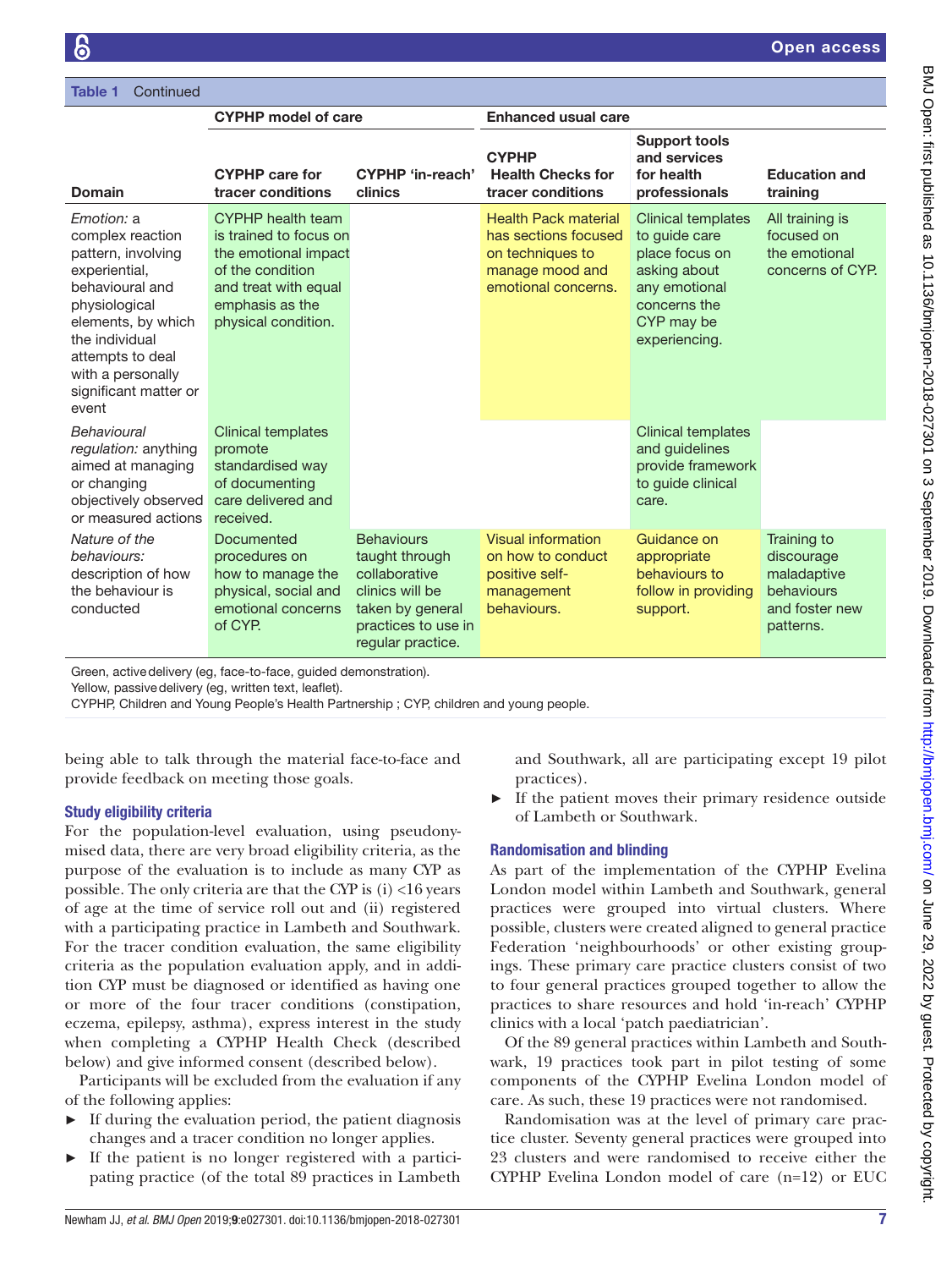**Table 1** Continued

| | CYPHP model of care | | Enhanced usual care | | |
|---|---|---|---|---|---|
| **Domain** | **CYPHP care for tracer conditions** | **CYPHP 'in-reach' clinics** | **CYPHP Health Checks for tracer conditions** | **Support tools and services for health professionals** | **Education and training** |
| *Emotion:* a complex reaction pattern, involving experiential, behavioural and physiological elements, by which the individual attempts to deal with a personally significant matter or event | CYPHP health team is trained to focus on the emotional impact of the condition and treat with equal emphasis as the physical condition. | | Health Pack material has sections focused on techniques to manage mood and emotional concerns. | Clinical templates to guide care place focus on asking about any emotional concerns the CYP may be experiencing. | All training is focused on the emotional concerns of CYP. |
| *Behavioural regulation:* anything aimed at managing or changing objectively observed or measured actions | Clinical templates promote standardised way of documenting care delivered and received. | | | Clinical templates and guidelines provide framework to guide clinical care. | |
| *Nature of the behaviours:* description of how the behaviour is conducted | Documented procedures on how to manage the physical, social and emotional concerns of CYP. | Behaviours taught through collaborative clinics will be taken by general practices to use in regular practice. | Visual information on how to conduct positive self-management behaviours. | Guidance on appropriate behaviours to follow in providing support. | Training to discourage maladaptive behaviours and foster new patterns. |

Green, active delivery (eg, face-to-face, guided demonstration).
Yellow, passive delivery (eg, written text, leaflet).
CYPHP, Children and Young People's Health Partnership ; CYP, children and young people.

being able to talk through the material face-to-face and provide feedback on meeting those goals.

### Study eligibility criteria

For the population-level evaluation, using pseudonymised data, there are very broad eligibility criteria, as the purpose of the evaluation is to include as many CYP as possible. The only criteria are that the CYP is (i) <16 years of age at the time of service roll out and (ii) registered with a participating practice in Lambeth and Southwark. For the tracer condition evaluation, the same eligibility criteria as the population evaluation apply, and in addition CYP must be diagnosed or identified as having one or more of the four tracer conditions (constipation, eczema, epilepsy, asthma), express interest in the study when completing a CYPHP Health Check (described below) and give informed consent (described below).

Participants will be excluded from the evaluation if any of the following applies:

- If during the evaluation period, the patient diagnosis changes and a tracer condition no longer applies.
- If the patient is no longer registered with a participating practice (of the total 89 practices in Lambeth and Southwark, all are participating except 19 pilot practices).
- If the patient moves their primary residence outside of Lambeth or Southwark.

### Randomisation and blinding

As part of the implementation of the CYPHP Evelina London model within Lambeth and Southwark, general practices were grouped into virtual clusters. Where possible, clusters were created aligned to general practice Federation 'neighbourhoods' or other existing groupings. These primary care practice clusters consist of two to four general practices grouped together to allow the practices to share resources and hold 'in-reach' CYPHP clinics with a local 'patch paediatrician'.

Of the 89 general practices within Lambeth and Southwark, 19 practices took part in pilot testing of some components of the CYPHP Evelina London model of care. As such, these 19 practices were not randomised.

Randomisation was at the level of primary care practice cluster. Seventy general practices were grouped into 23 clusters and were randomised to receive either the CYPHP Evelina London model of care (n=12) or EUC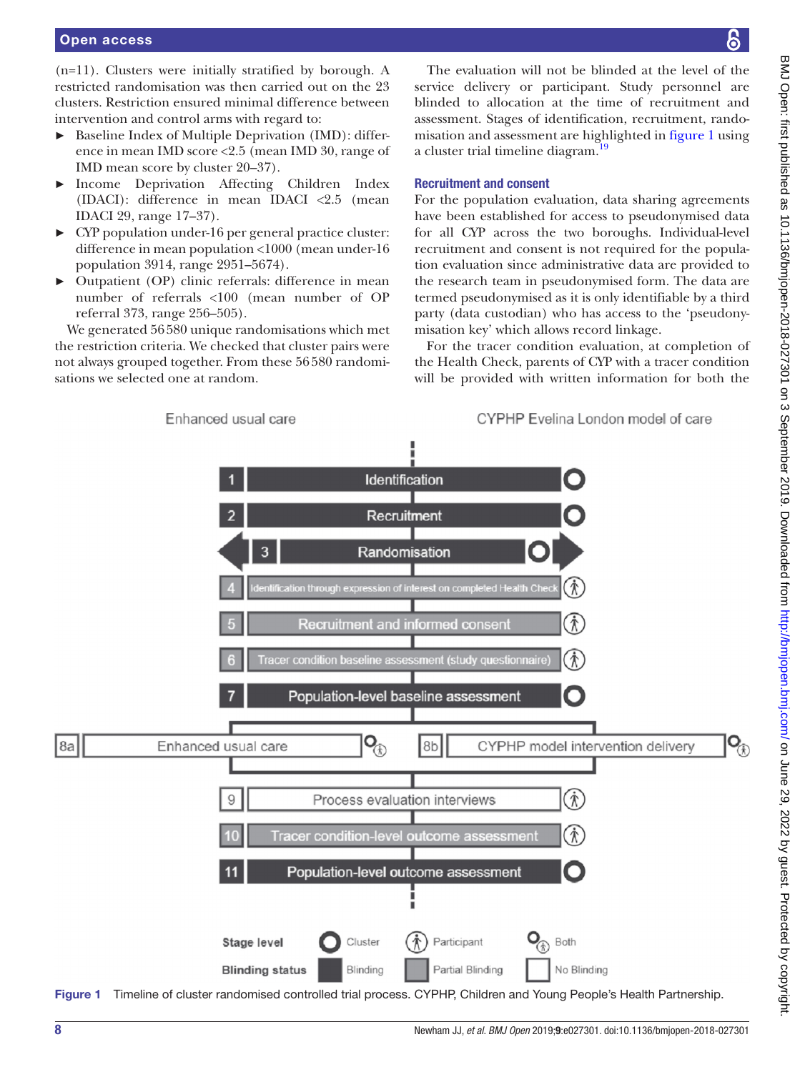(n=11). Clusters were initially stratified by borough. A restricted randomisation was then carried out on the 23 clusters. Restriction ensured minimal difference between intervention and control arms with regard to:

- Baseline Index of Multiple Deprivation (IMD): difference in mean IMD score <2.5 (mean IMD 30, range of IMD mean score by cluster 20–37).
- Income Deprivation Affecting Children Index (IDACI): difference in mean IDACI <2.5 (mean IDACI 29, range 17–37).
- CYP population under-16 per general practice cluster: difference in mean population <1000 (mean under-16 population 3914, range 2951–5674).
- Outpatient (OP) clinic referrals: difference in mean number of referrals <100 (mean number of OP referral 373, range 256–505).

We generated 56 580 unique randomisations which met the restriction criteria. We checked that cluster pairs were not always grouped together. From these 56 580 randomisations we selected one at random.

The evaluation will not be blinded at the level of the service delivery or participant. Study personnel are blinded to allocation at the time of recruitment and assessment. Stages of identification, recruitment, randomisation and assessment are highlighted in figure 1 using a cluster trial timeline diagram.[19]

### Recruitment and consent

For the population evaluation, data sharing agreements have been established for access to pseudonymised data for all CYP across the two boroughs. Individual-level recruitment and consent is not required for the population evaluation since administrative data are provided to the research team in pseudonymised form. The data are termed pseudonymised as it is only identifiable by a third party (data custodian) who has access to the 'pseudonymisation key' which allows record linkage.

For the tracer condition evaluation, at completion of the Health Check, parents of CYP with a tracer condition will be provided with written information for both the

Enhanced usual care | CYPHP Evelina London model of care

1 Identification
2 Recruitment
3 Randomisation
4 Identification through expression of interest on completed Health Check
5 Recruitment and informed consent
6 Tracer condition baseline assessment (study questionnaire)
7 Population-level baseline assessment
8a Enhanced usual care | 8b CYPHP model intervention delivery
9 Process evaluation interviews
10 Tracer condition-level outcome assessment
11 Population-level outcome assessment

Stage level: Cluster | Participant | Both
Blinding status: Blinding | Partial Blinding | No Blinding

Figure 1 Timeline of cluster randomised controlled trial process. CYPHP, Children and Young People's Health Partnership.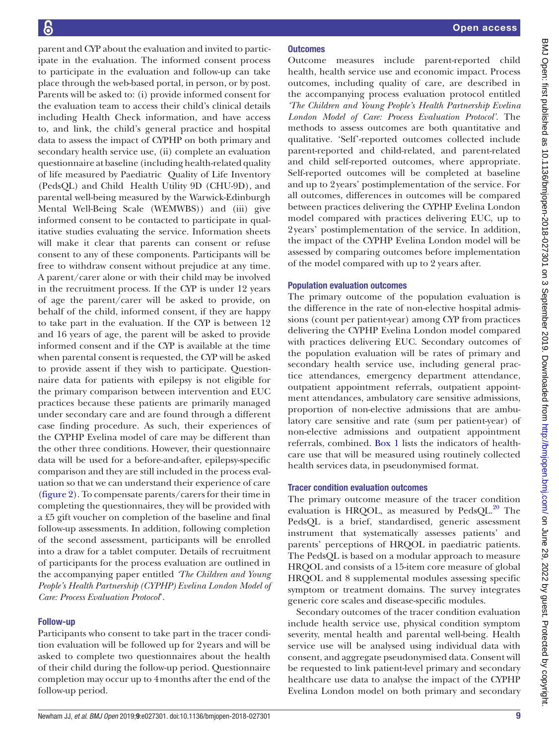parent and CYP about the evaluation and invited to participate in the evaluation. The informed consent process to participate in the evaluation and follow-up can take place through the web-based portal, in person, or by post. Parents will be asked to: (i) provide informed consent for the evaluation team to access their child's clinical details including Health Check information, and have access to, and link, the child's general practice and hospital data to assess the impact of CYPHP on both primary and secondary health service use, (ii) complete an evaluation questionnaire at baseline (including health-related quality of life measured by Paediatric Quality of Life Inventory (PedsQL) and Child Health Utility 9D (CHU-9D), and parental well-being measured by the Warwick-Edinburgh Mental Well-Being Scale (WEMWBS)) and (iii) give informed consent to be contacted to participate in qualitative studies evaluating the service. Information sheets will make it clear that parents can consent or refuse consent to any of these components. Participants will be free to withdraw consent without prejudice at any time. A parent/carer alone or with their child may be involved in the recruitment process. If the CYP is under 12 years of age the parent/carer will be asked to provide, on behalf of the child, informed consent, if they are happy to take part in the evaluation. If the CYP is between 12 and 16 years of age, the parent will be asked to provide informed consent and if the CYP is available at the time when parental consent is requested, the CYP will be asked to provide assent if they wish to participate. Questionnaire data for patients with epilepsy is not eligible for the primary comparison between intervention and EUC practices because these patients are primarily managed under secondary care and are found through a different case finding procedure. As such, their experiences of the CYPHP Evelina model of care may be different than the other three conditions. However, their questionnaire data will be used for a before-and-after, epilepsy-specific comparison and they are still included in the process evaluation so that we can understand their experience of care (figure 2). To compensate parents/carers for their time in completing the questionnaires, they will be provided with a £5 gift voucher on completion of the baseline and final follow-up assessments. In addition, following completion of the second assessment, participants will be enrolled into a draw for a tablet computer. Details of recruitment of participants for the process evaluation are outlined in the accompanying paper entitled *'The Children and Young People's Health Partnership (CYPHP) Evelina London Model of Care: Process Evaluation Protocol'*.

### Follow-up

Participants who consent to take part in the tracer condition evaluation will be followed up for 2 years and will be asked to complete two questionnaires about the health of their child during the follow-up period. Questionnaire completion may occur up to 4 months after the end of the follow-up period.

### Outcomes

Outcome measures include parent-reported child health, health service use and economic impact. Process outcomes, including quality of care, are described in the accompanying process evaluation protocol entitled *'The Children and Young People's Health Partnership Evelina London Model of Care: Process Evaluation Protocol'*. The methods to assess outcomes are both quantitative and qualitative. 'Self'-reported outcomes collected include parent-reported and child-related, and parent-related and child self-reported outcomes, where appropriate. Self-reported outcomes will be completed at baseline and up to 2 years' postimplementation of the service. For all outcomes, differences in outcomes will be compared between practices delivering the CYPHP Evelina London model compared with practices delivering EUC, up to 2 years' postimplementation of the service. In addition, the impact of the CYPHP Evelina London model will be assessed by comparing outcomes before implementation of the model compared with up to 2 years after.

### Population evaluation outcomes

The primary outcome of the population evaluation is the difference in the rate of non-elective hospital admissions (count per patient-year) among CYP from practices delivering the CYPHP Evelina London model compared with practices delivering EUC. Secondary outcomes of the population evaluation will be rates of primary and secondary health service use, including general practice attendances, emergency department attendance, outpatient appointment referrals, outpatient appointment attendances, ambulatory care sensitive admissions, proportion of non-elective admissions that are ambulatory care sensitive and rate (sum per patient-year) of non-elective admissions and outpatient appointment referrals, combined. Box 1 lists the indicators of healthcare use that will be measured using routinely collected health services data, in pseudonymised format.

### Tracer condition evaluation outcomes

The primary outcome measure of the tracer condition evaluation is HRQOL, as measured by PedsQL.[20] The PedsQL is a brief, standardised, generic assessment instrument that systematically assesses patients' and parents' perceptions of HRQOL in paediatric patients. The PedsQL is based on a modular approach to measure HRQOL and consists of a 15-item core measure of global HRQOL and 8 supplemental modules assessing specific symptom or treatment domains. The survey integrates generic core scales and disease-specific modules.

Secondary outcomes of the tracer condition evaluation include health service use, physical condition symptom severity, mental health and parental well-being. Health service use will be analysed using individual data with consent, and aggregate pseudonymised data. Consent will be requested to link patient-level primary and secondary healthcare use data to analyse the impact of the CYPHP Evelina London model on both primary and secondary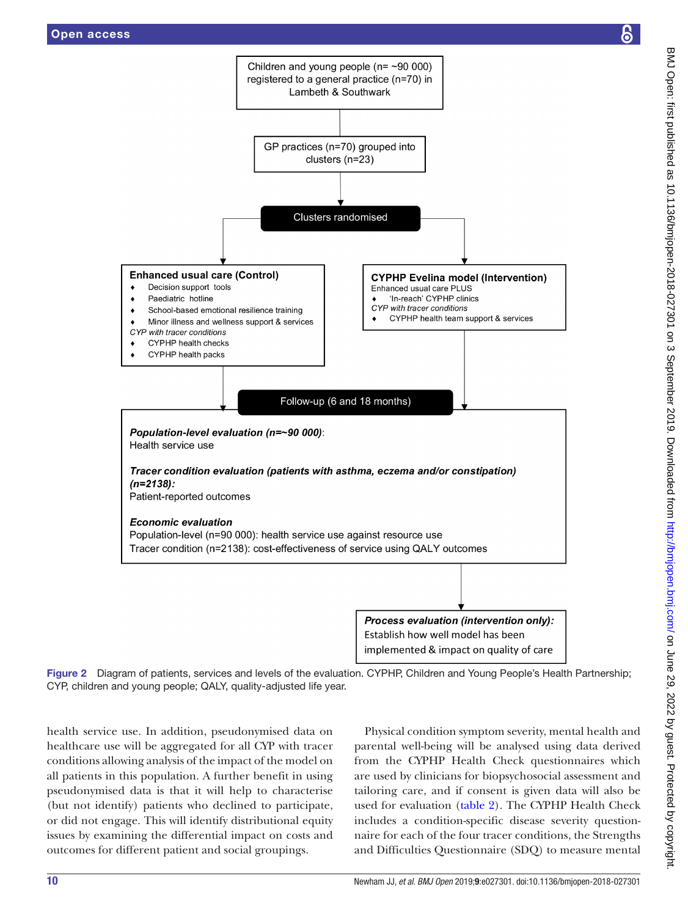Children and young people (n= ~90 000) registered to a general practice (n=70) in Lambeth & Southwark

GP practices (n=70) grouped into clusters (n=23)

Clusters randomised

**Enhanced usual care (Control)**

- Decision support tools
- Paediatric hotline
- School-based emotional resilience training
- Minor illness and wellness support & services

*CYP with tracer conditions*

- CYPHP health checks
- CYPHP health packs

**CYPHP Evelina model (Intervention)**

Enhanced usual care PLUS

- 'In-reach' CYPHP clinics

*CYP with tracer conditions*

- CYPHP health team support & services

Follow-up (6 and 18 months)

***Population-level evaluation (n=~90 000)***:
Health service use

***Tracer condition evaluation (patients with asthma, eczema and/or constipation) (n=2138):***
Patient-reported outcomes

***Economic evaluation***
Population-level (n=90 000): health service use against resource use
Tracer condition (n=2138): cost-effectiveness of service using QALY outcomes

***Process evaluation (intervention only):***
Establish how well model has been implemented & impact on quality of care

**Figure 2** Diagram of patients, services and levels of the evaluation. CYPHP, Children and Young People's Health Partnership; CYP, children and young people; QALY, quality-adjusted life year.

health service use. In addition, pseudonymised data on healthcare use will be aggregated for all CYP with tracer conditions allowing analysis of the impact of the model on all patients in this population. A further benefit in using pseudonymised data is that it will help to characterise (but not identify) patients who declined to participate, or did not engage. This will identify distributional equity issues by examining the differential impact on costs and outcomes for different patient and social groupings.

Physical condition symptom severity, mental health and parental well-being will be analysed using data derived from the CYPHP Health Check questionnaires which are used by clinicians for biopsychosocial assessment and tailoring care, and if consent is given data will also be used for evaluation (table 2). The CYPHP Health Check includes a condition-specific disease severity questionnaire for each of the four tracer conditions, the Strengths and Difficulties Questionnaire (SDQ) to measure mental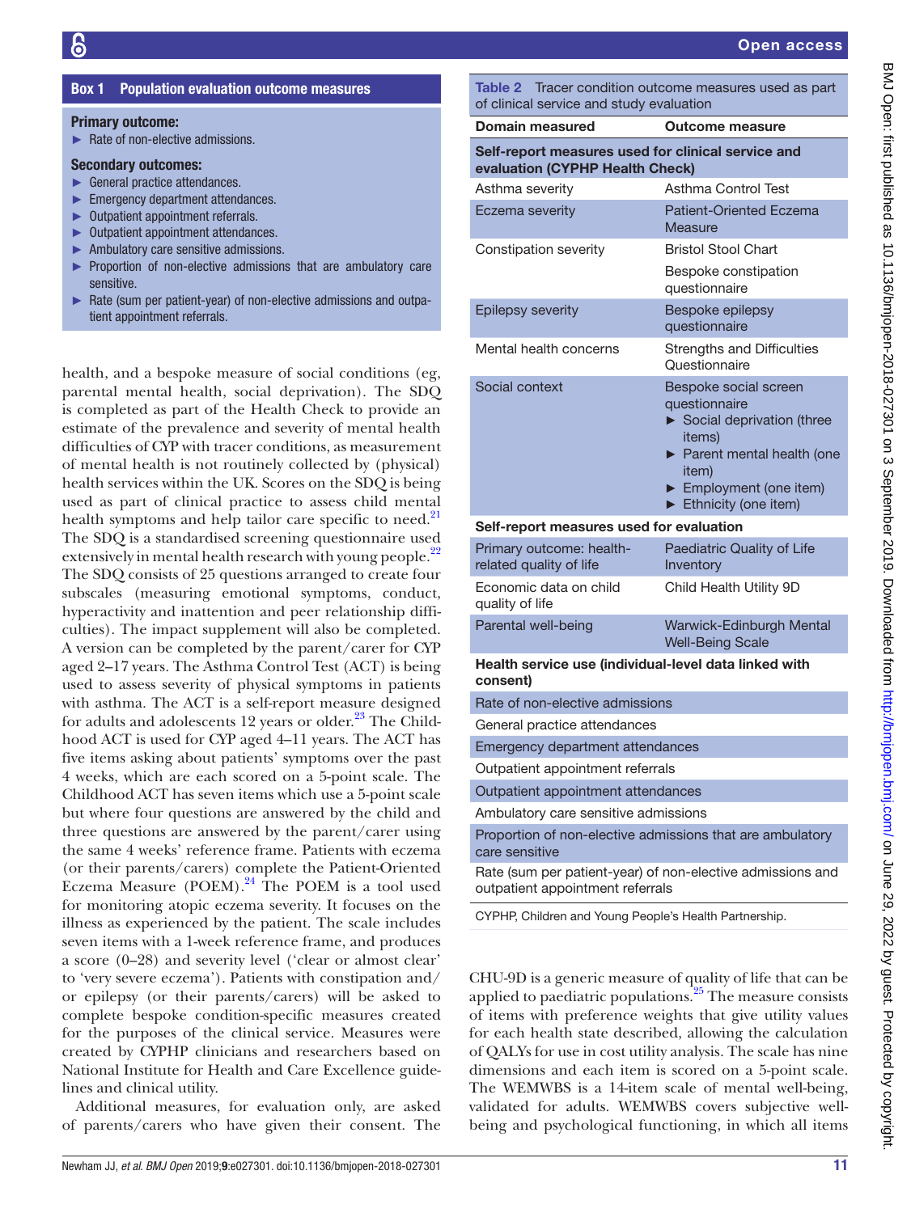**Box 1 Population evaluation outcome measures**

**Primary outcome:**

- Rate of non-elective admissions.

**Secondary outcomes:**

- General practice attendances.
- Emergency department attendances.
- Outpatient appointment referrals.
- Outpatient appointment attendances.
- Ambulatory care sensitive admissions.
- Proportion of non-elective admissions that are ambulatory care sensitive.
- Rate (sum per patient-year) of non-elective admissions and outpatient appointment referrals.

health, and a bespoke measure of social conditions (eg, parental mental health, social deprivation). The SDQ is completed as part of the Health Check to provide an estimate of the prevalence and severity of mental health difficulties of CYP with tracer conditions, as measurement of mental health is not routinely collected by (physical) health services within the UK. Scores on the SDQ is being used as part of clinical practice to assess child mental health symptoms and help tailor care specific to need.[21] The SDQ is a standardised screening questionnaire used extensively in mental health research with young people.[22] The SDQ consists of 25 questions arranged to create four subscales (measuring emotional symptoms, conduct, hyperactivity and inattention and peer relationship difficulties). The impact supplement will also be completed. A version can be completed by the parent/carer for CYP aged 2–17 years. The Asthma Control Test (ACT) is being used to assess severity of physical symptoms in patients with asthma. The ACT is a self-report measure designed for adults and adolescents 12 years or older.[23] The Childhood ACT is used for CYP aged 4–11 years. The ACT has five items asking about patients' symptoms over the past 4 weeks, which are each scored on a 5-point scale. The Childhood ACT has seven items which use a 5-point scale but where four questions are answered by the child and three questions are answered by the parent/carer using the same 4 weeks' reference frame. Patients with eczema (or their parents/carers) complete the Patient-Oriented Eczema Measure (POEM).[24] The POEM is a tool used for monitoring atopic eczema severity. It focuses on the illness as experienced by the patient. The scale includes seven items with a 1-week reference frame, and produces a score (0–28) and severity level ('clear or almost clear' to 'very severe eczema'). Patients with constipation and/or epilepsy (or their parents/carers) will be asked to complete bespoke condition-specific measures created for the purposes of the clinical service. Measures were created by CYPHP clinicians and researchers based on National Institute for Health and Care Excellence guidelines and clinical utility.

Additional measures, for evaluation only, are asked of parents/carers who have given their consent. The

**Table 2** Tracer condition outcome measures used as part of clinical service and study evaluation

| Domain measured | Outcome measure |
|---|---|
| **Self-report measures used for clinical service and evaluation (CYPHP Health Check)** | |
| Asthma severity | Asthma Control Test |
| Eczema severity | Patient-Oriented Eczema Measure |
| Constipation severity | Bristol Stool Chart<br>Bespoke constipation questionnaire |
| Epilepsy severity | Bespoke epilepsy questionnaire |
| Mental health concerns | Strengths and Difficulties Questionnaire |
| Social context | Bespoke social screen questionnaire<br>► Social deprivation (three items)<br>► Parent mental health (one item)<br>► Employment (one item)<br>► Ethnicity (one item) |
| **Self-report measures used for evaluation** | |
| Primary outcome: health-related quality of life | Paediatric Quality of Life Inventory |
| Economic data on child quality of life | Child Health Utility 9D |
| Parental well-being | Warwick-Edinburgh Mental Well-Being Scale |
| **Health service use (individual-level data linked with consent)** | |
| Rate of non-elective admissions | |
| General practice attendances | |
| Emergency department attendances | |
| Outpatient appointment referrals | |
| Outpatient appointment attendances | |
| Ambulatory care sensitive admissions | |
| Proportion of non-elective admissions that are ambulatory care sensitive | |
| Rate (sum per patient-year) of non-elective admissions and outpatient appointment referrals | |

CYPHP, Children and Young People's Health Partnership.

CHU-9D is a generic measure of quality of life that can be applied to paediatric populations.[25] The measure consists of items with preference weights that give utility values for each health state described, allowing the calculation of QALYs for use in cost utility analysis. The scale has nine dimensions and each item is scored on a 5-point scale. The WEMWBS is a 14-item scale of mental well-being, validated for adults. WEMWBS covers subjective well-being and psychological functioning, in which all items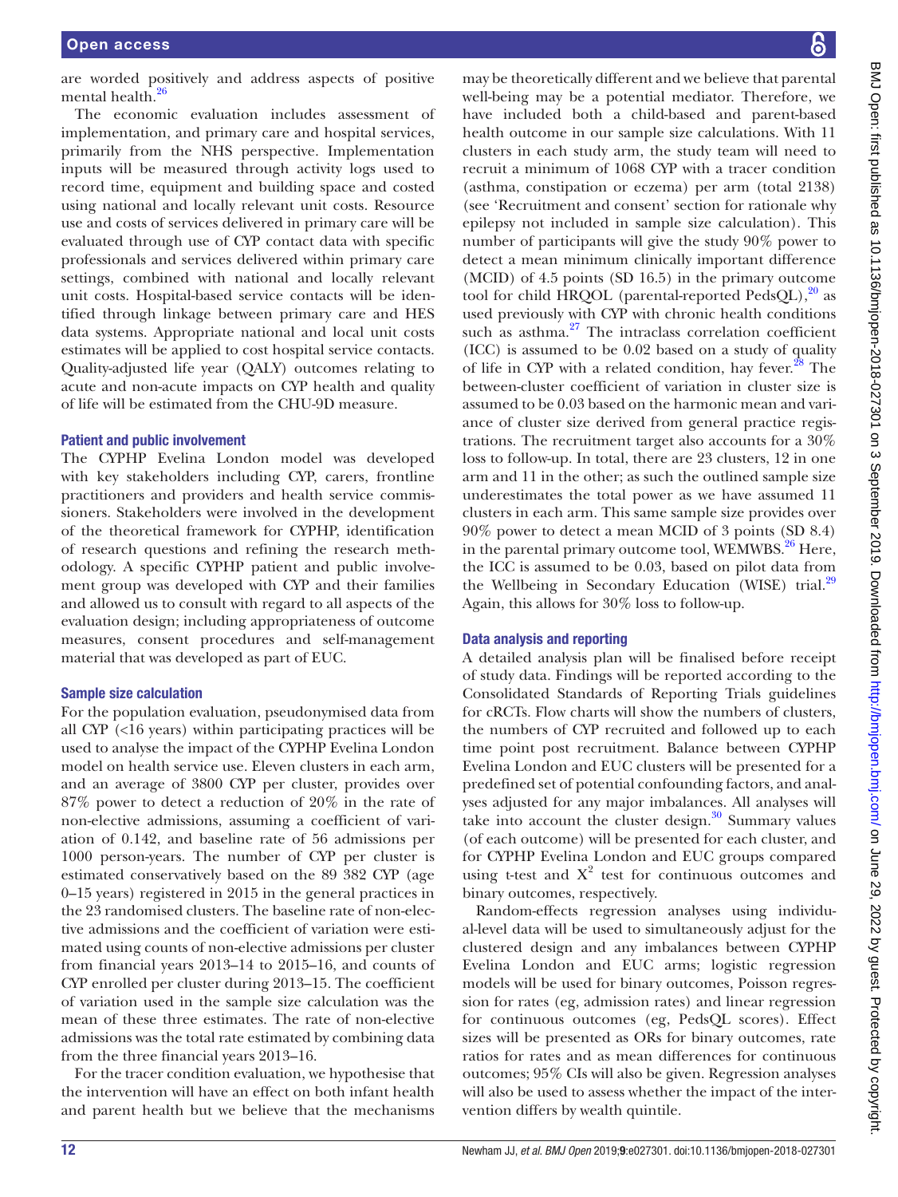are worded positively and address aspects of positive mental health.[26]

The economic evaluation includes assessment of implementation, and primary care and hospital services, primarily from the NHS perspective. Implementation inputs will be measured through activity logs used to record time, equipment and building space and costed using national and locally relevant unit costs. Resource use and costs of services delivered in primary care will be evaluated through use of CYP contact data with specific professionals and services delivered within primary care settings, combined with national and locally relevant unit costs. Hospital-based service contacts will be identified through linkage between primary care and HES data systems. Appropriate national and local unit costs estimates will be applied to cost hospital service contacts. Quality-adjusted life year (QALY) outcomes relating to acute and non-acute impacts on CYP health and quality of life will be estimated from the CHU-9D measure.

### Patient and public involvement

The CYPHP Evelina London model was developed with key stakeholders including CYP, carers, frontline practitioners and providers and health service commissioners. Stakeholders were involved in the development of the theoretical framework for CYPHP, identification of research questions and refining the research methodology. A specific CYPHP patient and public involvement group was developed with CYP and their families and allowed us to consult with regard to all aspects of the evaluation design; including appropriateness of outcome measures, consent procedures and self-management material that was developed as part of EUC.

### Sample size calculation

For the population evaluation, pseudonymised data from all CYP (<16 years) within participating practices will be used to analyse the impact of the CYPHP Evelina London model on health service use. Eleven clusters in each arm, and an average of 3800 CYP per cluster, provides over 87% power to detect a reduction of 20% in the rate of non-elective admissions, assuming a coefficient of variation of 0.142, and baseline rate of 56 admissions per 1000 person-years. The number of CYP per cluster is estimated conservatively based on the 89 382 CYP (age 0–15 years) registered in 2015 in the general practices in the 23 randomised clusters. The baseline rate of non-elective admissions and the coefficient of variation were estimated using counts of non-elective admissions per cluster from financial years 2013–14 to 2015–16, and counts of CYP enrolled per cluster during 2013–15. The coefficient of variation used in the sample size calculation was the mean of these three estimates. The rate of non-elective admissions was the total rate estimated by combining data from the three financial years 2013–16.

For the tracer condition evaluation, we hypothesise that the intervention will have an effect on both infant health and parent health but we believe that the mechanisms may be theoretically different and we believe that parental well-being may be a potential mediator. Therefore, we have included both a child-based and parent-based health outcome in our sample size calculations. With 11 clusters in each study arm, the study team will need to recruit a minimum of 1068 CYP with a tracer condition (asthma, constipation or eczema) per arm (total 2138) (see 'Recruitment and consent' section for rationale why epilepsy not included in sample size calculation). This number of participants will give the study 90% power to detect a mean minimum clinically important difference (MCID) of 4.5 points (SD 16.5) in the primary outcome tool for child HRQOL (parental-reported PedsQL),[20] as used previously with CYP with chronic health conditions such as asthma.[27] The intraclass correlation coefficient (ICC) is assumed to be 0.02 based on a study of quality of life in CYP with a related condition, hay fever.[28] The between-cluster coefficient of variation in cluster size is assumed to be 0.03 based on the harmonic mean and variance of cluster size derived from general practice registrations. The recruitment target also accounts for a 30% loss to follow-up. In total, there are 23 clusters, 12 in one arm and 11 in the other; as such the outlined sample size underestimates the total power as we have assumed 11 clusters in each arm. This same sample size provides over 90% power to detect a mean MCID of 3 points (SD 8.4) in the parental primary outcome tool, WEMWBS.[26] Here, the ICC is assumed to be 0.03, based on pilot data from the Wellbeing in Secondary Education (WISE) trial.[29] Again, this allows for 30% loss to follow-up.

### Data analysis and reporting

A detailed analysis plan will be finalised before receipt of study data. Findings will be reported according to the Consolidated Standards of Reporting Trials guidelines for cRCTs. Flow charts will show the numbers of clusters, the numbers of CYP recruited and followed up to each time point post recruitment. Balance between CYPHP Evelina London and EUC clusters will be presented for a predefined set of potential confounding factors, and analyses adjusted for any major imbalances. All analyses will take into account the cluster design.[30] Summary values (of each outcome) will be presented for each cluster, and for CYPHP Evelina London and EUC groups compared using t-test and $X^2$ test for continuous outcomes and binary outcomes, respectively.

Random-effects regression analyses using individual-level data will be used to simultaneously adjust for the clustered design and any imbalances between CYPHP Evelina London and EUC arms; logistic regression models will be used for binary outcomes, Poisson regression for rates (eg, admission rates) and linear regression for continuous outcomes (eg, PedsQL scores). Effect sizes will be presented as ORs for binary outcomes, rate ratios for rates and as mean differences for continuous outcomes; 95% CIs will also be given. Regression analyses will also be used to assess whether the impact of the intervention differs by wealth quintile.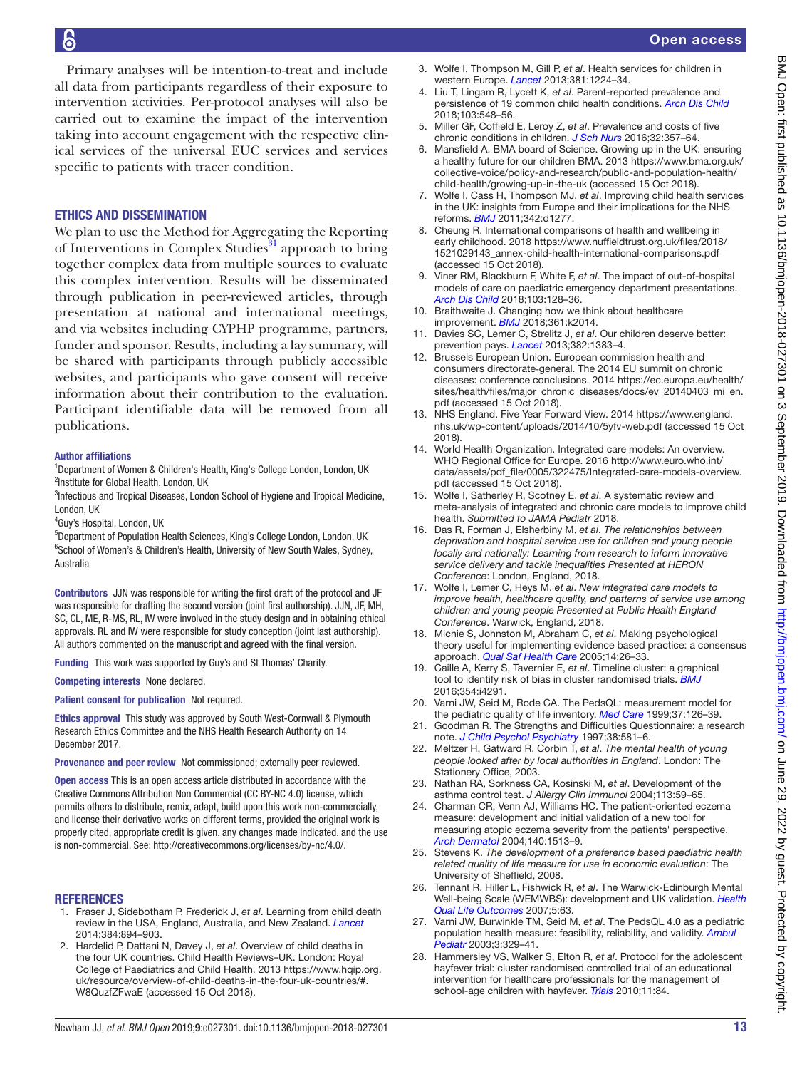Primary analyses will be intention-to-treat and include all data from participants regardless of their exposure to intervention activities. Per-protocol analyses will also be carried out to examine the impact of the intervention taking into account engagement with the respective clinical services of the universal EUC services and services specific to patients with tracer condition.

## ETHICS AND DISSEMINATION

We plan to use the Method for Aggregating the Reporting of Interventions in Complex Studies[31] approach to bring together complex data from multiple sources to evaluate this complex intervention. Results will be disseminated through publication in peer-reviewed articles, through presentation at national and international meetings, and via websites including CYPHP programme, partners, funder and sponsor. Results, including a lay summary, will be shared with participants through publicly accessible websites, and participants who gave consent will receive information about their contribution to the evaluation. Participant identifiable data will be removed from all publications.

**Author affiliations**

[1]Department of Women & Children's Health, King's College London, London, UK
[2]Institute for Global Health, London, UK
[3]Infectious and Tropical Diseases, London School of Hygiene and Tropical Medicine, London, UK
[4]Guy's Hospital, London, UK
[5]Department of Population Health Sciences, King's College London, London, UK
[6]School of Women's & Children's Health, University of New South Wales, Sydney, Australia

**Contributors** JJN was responsible for writing the first draft of the protocol and JF was responsible for drafting the second version (joint first authorship). JJN, JF, MH, SC, CL, ME, R-MS, RL, IW were involved in the study design and in obtaining ethical approvals. RL and IW were responsible for study conception (joint last authorship). All authors commented on the manuscript and agreed with the final version.

**Funding** This work was supported by Guy's and St Thomas' Charity.

**Competing interests** None declared.

**Patient consent for publication** Not required.

**Ethics approval** This study was approved by South West-Cornwall & Plymouth Research Ethics Committee and the NHS Health Research Authority on 14 December 2017.

**Provenance and peer review** Not commissioned; externally peer reviewed.

**Open access** This is an open access article distributed in accordance with the Creative Commons Attribution Non Commercial (CC BY-NC 4.0) license, which permits others to distribute, remix, adapt, build upon this work non-commercially, and license their derivative works on different terms, provided the original work is properly cited, appropriate credit is given, any changes made indicated, and the use is non-commercial. See: http://creativecommons.org/licenses/by-nc/4.0/.

## REFERENCES

1. Fraser J, Sidebotham P, Frederick J, *et al*. Learning from child death review in the USA, England, Australia, and New Zealand. *Lancet* 2014;384:894–903.
2. Hardelid P, Dattani N, Davey J, *et al*. Overview of child deaths in the four UK countries. Child Health Reviews–UK. London: Royal College of Paediatrics and Child Health. 2013 https://www.hqip.org.uk/resource/overview-of-child-deaths-in-the-four-uk-countries/#.W8QuzfZFwaE (accessed 15 Oct 2018).
3. Wolfe I, Thompson M, Gill P, *et al*. Health services for children in western Europe. *Lancet* 2013;381:1224–34.
4. Liu T, Lingam R, Lycett K, *et al*. Parent-reported prevalence and persistence of 19 common child health conditions. *Arch Dis Child* 2018;103:548–56.
5. Miller GF, Coffield E, Leroy Z, *et al*. Prevalence and costs of five chronic conditions in children. *J Sch Nurs* 2016;32:357–64.
6. Mansfield A. BMA board of Science. Growing up in the UK: ensuring a healthy future for our children BMA. 2013 https://www.bma.org.uk/collective-voice/policy-and-research/public-and-population-health/child-health/growing-up-in-the-uk (accessed 15 Oct 2018).
7. Wolfe I, Cass H, Thompson MJ, *et al*. Improving child health services in the UK: insights from Europe and their implications for the NHS reforms. *BMJ* 2011;342:d1277.
8. Cheung R. International comparisons of health and wellbeing in early childhood. 2018 https://www.nuffieldtrust.org.uk/files/2018/1521029143_annex-child-health-international-comparisons.pdf (accessed 15 Oct 2018).
9. Viner RM, Blackburn F, White F, *et al*. The impact of out-of-hospital models of care on paediatric emergency department presentations. *Arch Dis Child* 2018;103:128–36.
10. Braithwaite J. Changing how we think about healthcare improvement. *BMJ* 2018;361:k2014.
11. Davies SC, Lemer C, Strelitz J, *et al*. Our children deserve better: prevention pays. *Lancet* 2013;382:1383–4.
12. Brussels European Union. European commission health and consumers directorate-general. The 2014 EU summit on chronic diseases: conference conclusions. 2014 https://ec.europa.eu/health/sites/health/files/major_chronic_diseases/docs/ev_20140403_mi_en.pdf (accessed 15 Oct 2018).
13. NHS England. Five Year Forward View. 2014 https://www.england.nhs.uk/wp-content/uploads/2014/10/5yfv-web.pdf (accessed 15 Oct 2018).
14. World Health Organization. Integrated care models: An overview. WHO Regional Office for Europe. 2016 http://www.euro.who.int/__data/assets/pdf_file/0005/322475/Integrated-care-models-overview.pdf (accessed 15 Oct 2018).
15. Wolfe I, Satherley R, Scotney E, *et al*. A systematic review and meta-analysis of integrated and chronic care models to improve child health. *Submitted to JAMA Pediatr* 2018.
16. Das R, Forman J, Elsherbiny M, *et al*. *The relationships between deprivation and hospital service use for children and young people locally and nationally: Learning from research to inform innovative service delivery and tackle inequalities Presented at HERON Conference*: London, England, 2018.
17. Wolfe I, Lemer C, Heys M, *et al*. *New integrated care models to improve health, healthcare quality, and patterns of service use among children and young people Presented at Public Health England Conference*. Warwick, England, 2018.
18. Michie S, Johnston M, Abraham C, *et al*. Making psychological theory useful for implementing evidence based practice: a consensus approach. *Qual Saf Health Care* 2005;14:26–33.
19. Caille A, Kerry S, Tavernier E, *et al*. Timeline cluster: a graphical tool to identify risk of bias in cluster randomised trials. *BMJ* 2016;354:i4291.
20. Varni JW, Seid M, Rode CA. The PedsQL: measurement model for the pediatric quality of life inventory. *Med Care* 1999;37:126–39.
21. Goodman R. The Strengths and Difficulties Questionnaire: a research note. *J Child Psychol Psychiatry* 1997;38:581–6.
22. Meltzer H, Gatward R, Corbin T, *et al*. *The mental health of young people looked after by local authorities in England*. London: The Stationery Office, 2003.
23. Nathan RA, Sorkness CA, Kosinski M, *et al*. Development of the asthma control test. *J Allergy Clin Immunol* 2004;113:59–65.
24. Charman CR, Venn AJ, Williams HC. The patient-oriented eczema measure: development and initial validation of a new tool for measuring atopic eczema severity from the patients' perspective. *Arch Dermatol* 2004;140:1513–9.
25. Stevens K. *The development of a preference based paediatric health related quality of life measure for use in economic evaluation*: The University of Sheffield, 2008.
26. Tennant R, Hiller L, Fishwick R, *et al*. The Warwick-Edinburgh Mental Well-being Scale (WEMWBS): development and UK validation. *Health Qual Life Outcomes* 2007;5:63.
27. Varni JW, Burwinkle TM, Seid M, *et al*. The PedsQL 4.0 as a pediatric population health measure: feasibility, reliability, and validity. *Ambul Pediatr* 2003;3:329–41.
28. Hammersley VS, Walker S, Elton R, *et al*. Protocol for the adolescent hayfever trial: cluster randomised controlled trial of an educational intervention for healthcare professionals for the management of school-age children with hayfever. *Trials* 2010;11:84.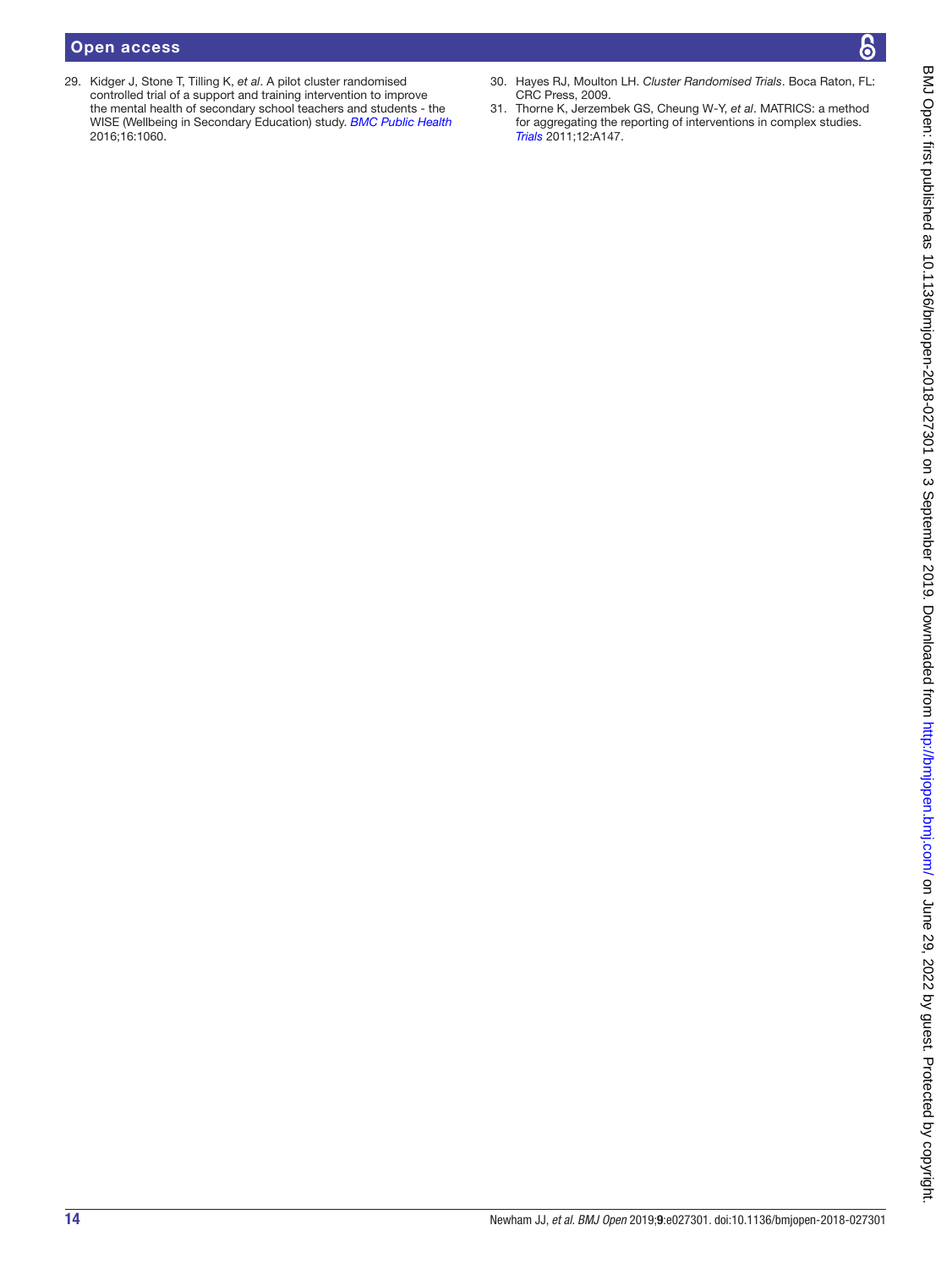29. Kidger J, Stone T, Tilling K, *et al*. A pilot cluster randomised controlled trial of a support and training intervention to improve the mental health of secondary school teachers and students - the WISE (Wellbeing in Secondary Education) study. *BMC Public Health* 2016;16:1060.
30. Hayes RJ, Moulton LH. *Cluster Randomised Trials*. Boca Raton, FL: CRC Press, 2009.
31. Thorne K, Jerzembek GS, Cheung W-Y, *et al*. MATRICS: a method for aggregating the reporting of interventions in complex studies. *Trials* 2011;12:A147.